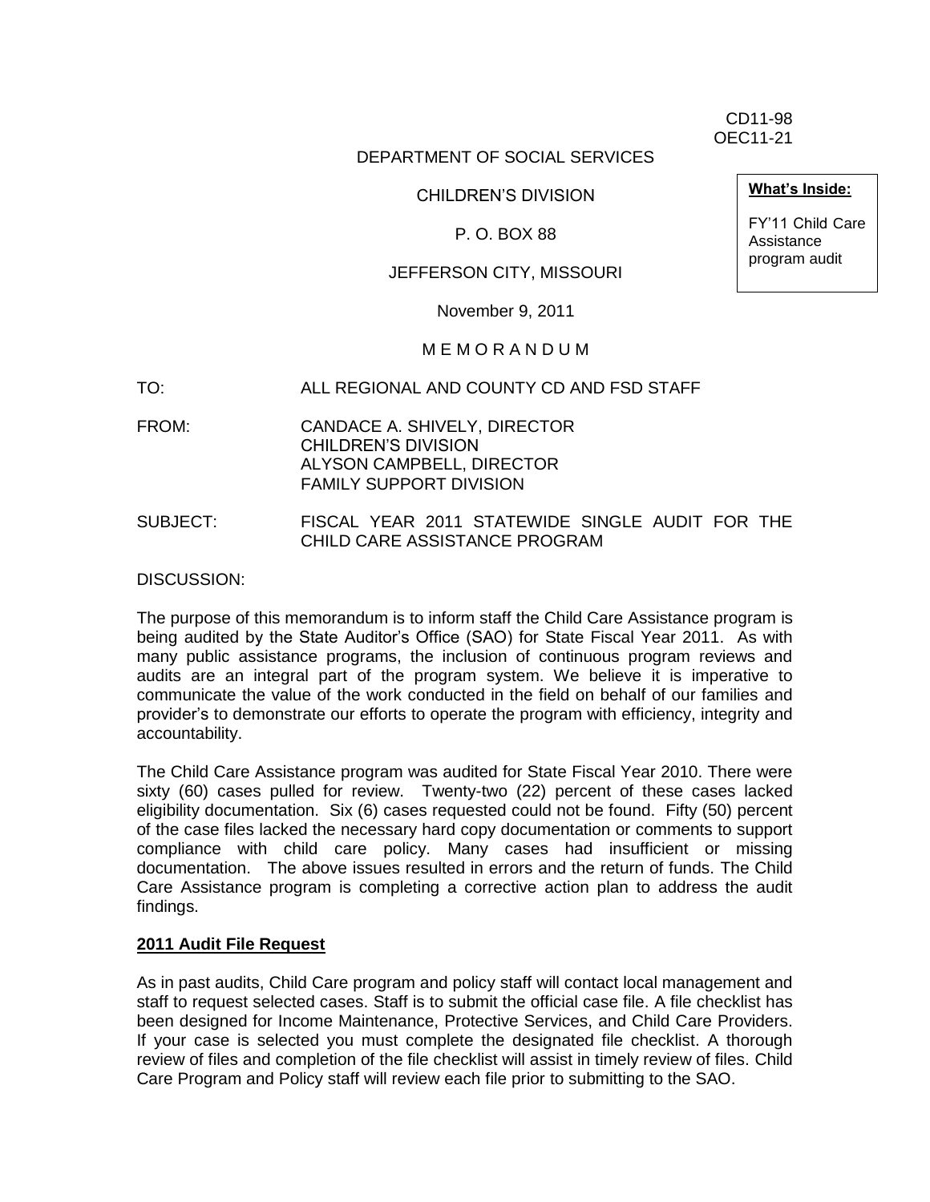CD11-98
OEC11-21

DEPARTMENT OF SOCIAL SERVICES

CHILDREN'S DIVISION

P. O. BOX 88

JEFFERSON CITY, MISSOURI

November 9, 2011

**What's Inside:**

FY'11 Child Care Assistance program audit

M E M O R A N D U M

TO: ALL REGIONAL AND COUNTY CD AND FSD STAFF

FROM: CANDACE A. SHIVELY, DIRECTOR
CHILDREN'S DIVISION
ALYSON CAMPBELL, DIRECTOR
FAMILY SUPPORT DIVISION

SUBJECT: FISCAL YEAR 2011 STATEWIDE SINGLE AUDIT FOR THE CHILD CARE ASSISTANCE PROGRAM

DISCUSSION:

The purpose of this memorandum is to inform staff the Child Care Assistance program is being audited by the State Auditor's Office (SAO) for State Fiscal Year 2011. As with many public assistance programs, the inclusion of continuous program reviews and audits are an integral part of the program system. We believe it is imperative to communicate the value of the work conducted in the field on behalf of our families and provider's to demonstrate our efforts to operate the program with efficiency, integrity and accountability.

The Child Care Assistance program was audited for State Fiscal Year 2010. There were sixty (60) cases pulled for review. Twenty-two (22) percent of these cases lacked eligibility documentation. Six (6) cases requested could not be found. Fifty (50) percent of the case files lacked the necessary hard copy documentation or comments to support compliance with child care policy. Many cases had insufficient or missing documentation. The above issues resulted in errors and the return of funds. The Child Care Assistance program is completing a corrective action plan to address the audit findings.

**2011 Audit File Request**

As in past audits, Child Care program and policy staff will contact local management and staff to request selected cases. Staff is to submit the official case file. A file checklist has been designed for Income Maintenance, Protective Services, and Child Care Providers. If your case is selected you must complete the designated file checklist. A thorough review of files and completion of the file checklist will assist in timely review of files. Child Care Program and Policy staff will review each file prior to submitting to the SAO.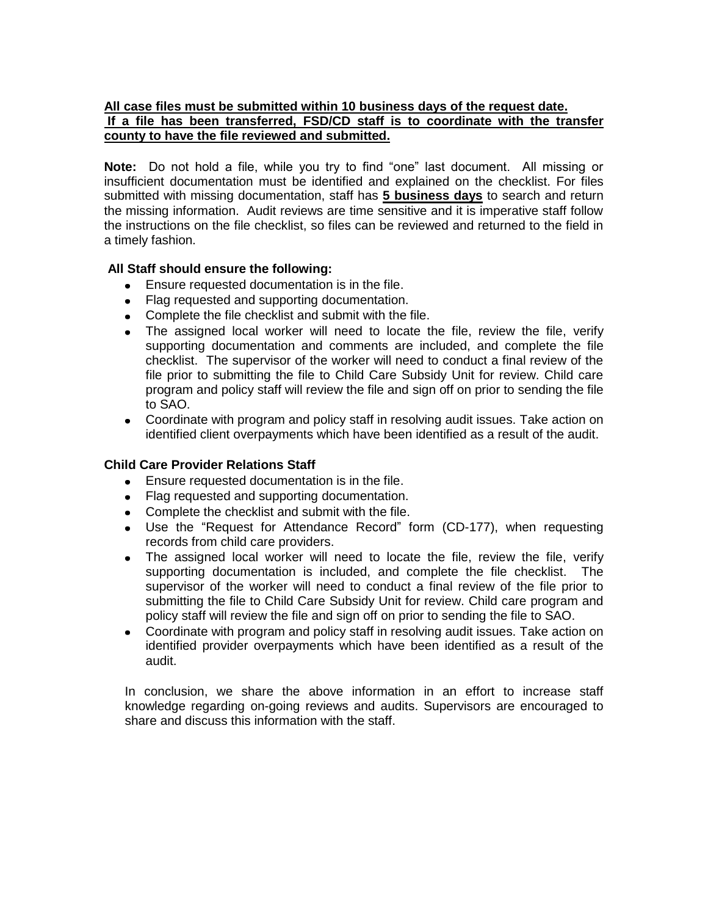**<u>All case files must be submitted within 10 business days of the request date.</u>**
**<u>If a file has been transferred, FSD/CD staff is to coordinate with the transfer county to have the file reviewed and submitted.</u>**

**Note:** Do not hold a file, while you try to find "one" last document. All missing or insufficient documentation must be identified and explained on the checklist. For files submitted with missing documentation, staff has **<u>5 business days</u>** to search and return the missing information. Audit reviews are time sensitive and it is imperative staff follow the instructions on the file checklist, so files can be reviewed and returned to the field in a timely fashion.

**All Staff should ensure the following:**

- Ensure requested documentation is in the file.
- Flag requested and supporting documentation.
- Complete the file checklist and submit with the file.
- The assigned local worker will need to locate the file, review the file, verify supporting documentation and comments are included, and complete the file checklist. The supervisor of the worker will need to conduct a final review of the file prior to submitting the file to Child Care Subsidy Unit for review. Child care program and policy staff will review the file and sign off on prior to sending the file to SAO.
- Coordinate with program and policy staff in resolving audit issues. Take action on identified client overpayments which have been identified as a result of the audit.

**Child Care Provider Relations Staff**

- Ensure requested documentation is in the file.
- Flag requested and supporting documentation.
- Complete the checklist and submit with the file.
- Use the "Request for Attendance Record" form (CD-177), when requesting records from child care providers.
- The assigned local worker will need to locate the file, review the file, verify supporting documentation is included, and complete the file checklist. The supervisor of the worker will need to conduct a final review of the file prior to submitting the file to Child Care Subsidy Unit for review. Child care program and policy staff will review the file and sign off on prior to sending the file to SAO.
- Coordinate with program and policy staff in resolving audit issues. Take action on identified provider overpayments which have been identified as a result of the audit.

In conclusion, we share the above information in an effort to increase staff knowledge regarding on-going reviews and audits. Supervisors are encouraged to share and discuss this information with the staff.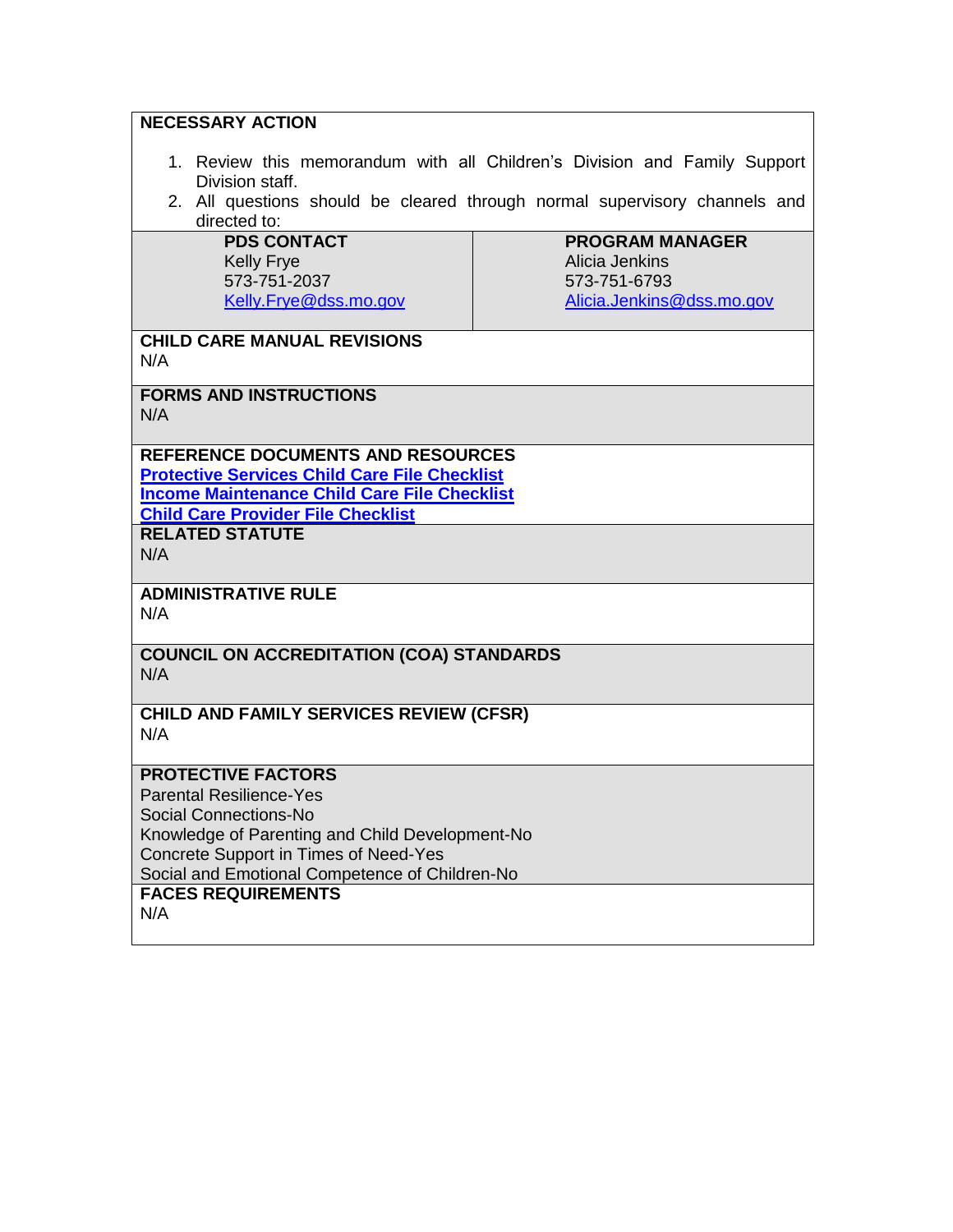**NECESSARY ACTION**

1. Review this memorandum with all Children's Division and Family Support Division staff.
2. All questions should be cleared through normal supervisory channels and directed to:

| PDS CONTACT | PROGRAM MANAGER |
|---|---|
| Kelly Frye | Alicia Jenkins |
| 573-751-2037 | 573-751-6793 |
| Kelly.Frye@dss.mo.gov | Alicia.Jenkins@dss.mo.gov |

**CHILD CARE MANUAL REVISIONS**
N/A

**FORMS AND INSTRUCTIONS**
N/A

**REFERENCE DOCUMENTS AND RESOURCES**
**Protective Services Child Care File Checklist**
**Income Maintenance Child Care File Checklist**
**Child Care Provider File Checklist**

**RELATED STATUTE**
N/A

**ADMINISTRATIVE RULE**
N/A

**COUNCIL ON ACCREDITATION (COA) STANDARDS**
N/A

**CHILD AND FAMILY SERVICES REVIEW (CFSR)**
N/A

**PROTECTIVE FACTORS**
Parental Resilience-Yes
Social Connections-No
Knowledge of Parenting and Child Development-No
Concrete Support in Times of Need-Yes
Social and Emotional Competence of Children-No

**FACES REQUIREMENTS**
N/A